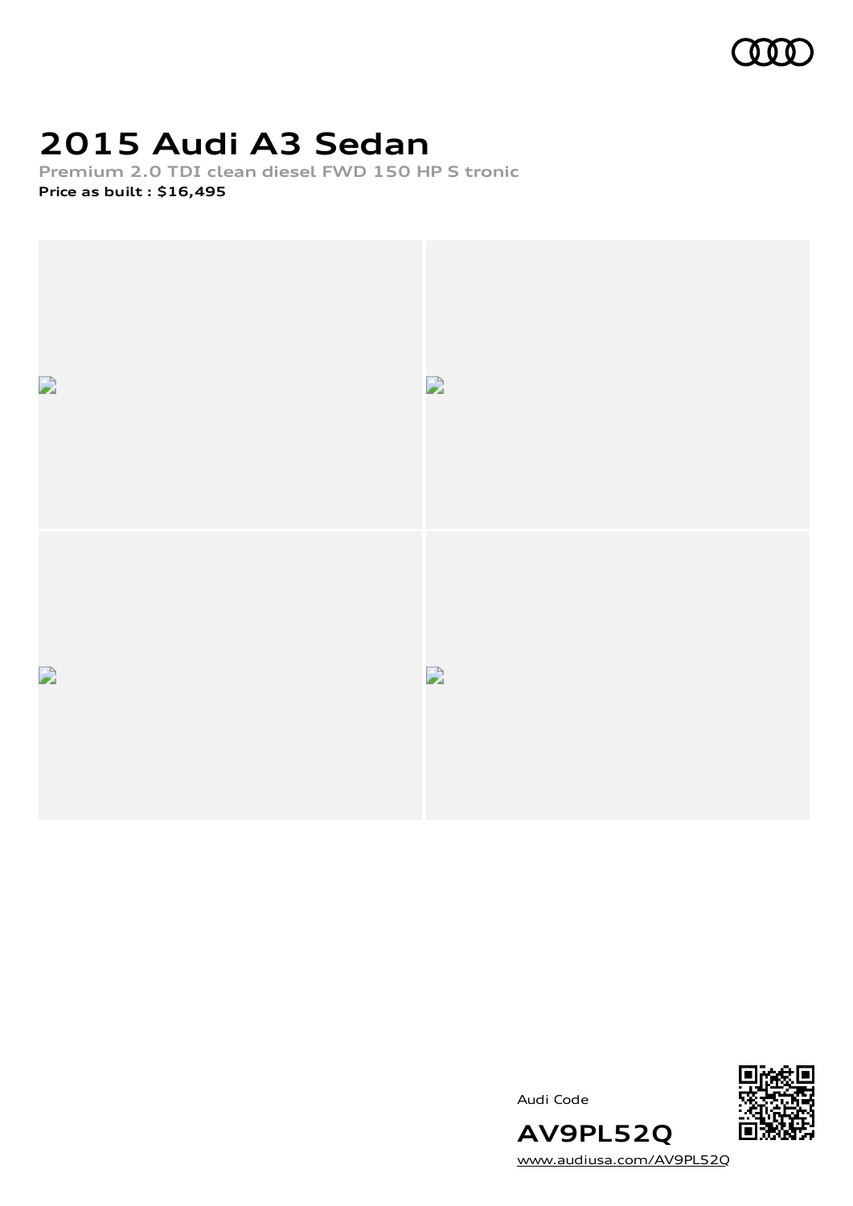# 2015 Audi A3 Sedan

Premium 2.0 TDI clean diesel FWD 150 HP S tronic

**Price as built : $16,495**

Audi Code

**AV9PL52Q**

www.audiusa.com/AV9PL52Q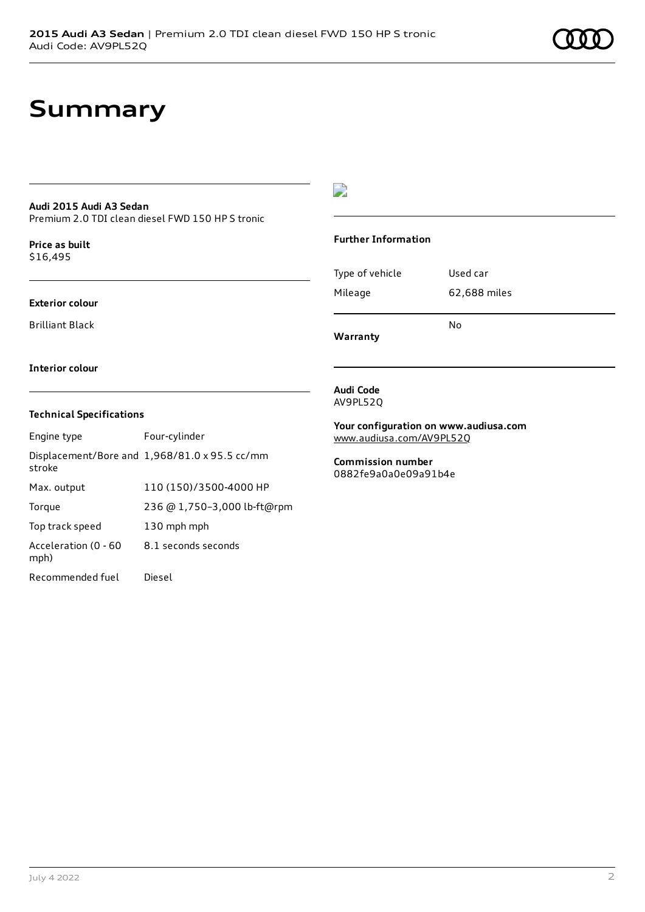# Summary

**Audi 2015 Audi A3 Sedan**
Premium 2.0 TDI clean diesel FWD 150 HP S tronic

**Price as built**
$16,495

**Exterior colour**

Brilliant Black

**Interior colour**

### Technical Specifications

| | |
|---|---|
| Engine type | Four-cylinder |
| Displacement/Bore and stroke | 1,968/81.0 x 95.5 cc/mm |
| Max. output | 110 (150)/3500-4000 HP |
| Torque | 236 @ 1,750–3,000 lb-ft@rpm |
| Top track speed | 130 mph mph |
| Acceleration (0 - 60 mph) | 8.1 seconds seconds |
| Recommended fuel | Diesel |

### Further Information

| | |
|---|---|
| Type of vehicle | Used car |
| Mileage | 62,688 miles |
| **Warranty** | No |

**Audi Code**
AV9PL52Q

**Your configuration on www.audiusa.com**
www.audiusa.com/AV9PL52Q

**Commission number**
0882fe9a0a0e09a91b4e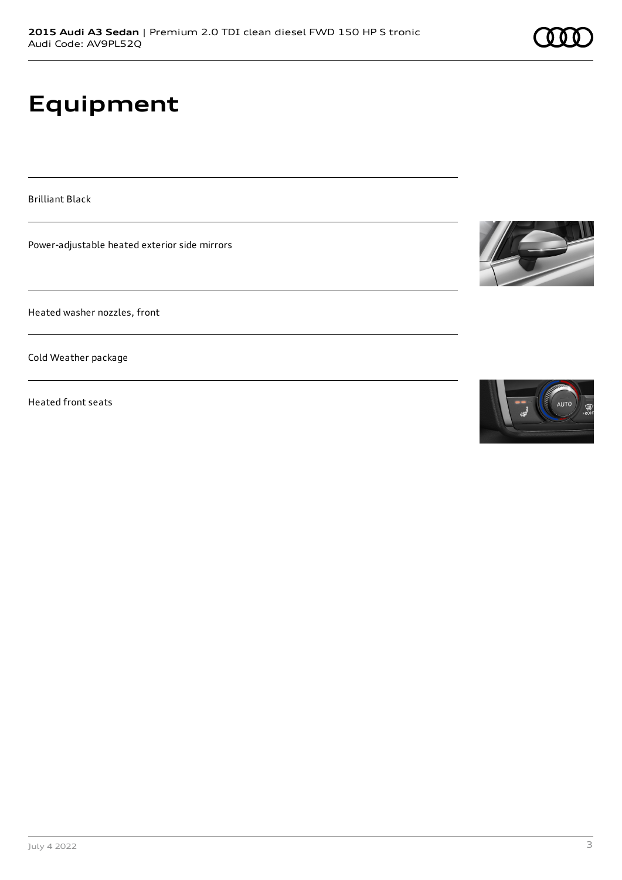# Equipment

Brilliant Black

Power-adjustable heated exterior side mirrors

Heated washer nozzles, front

Cold Weather package

Heated front seats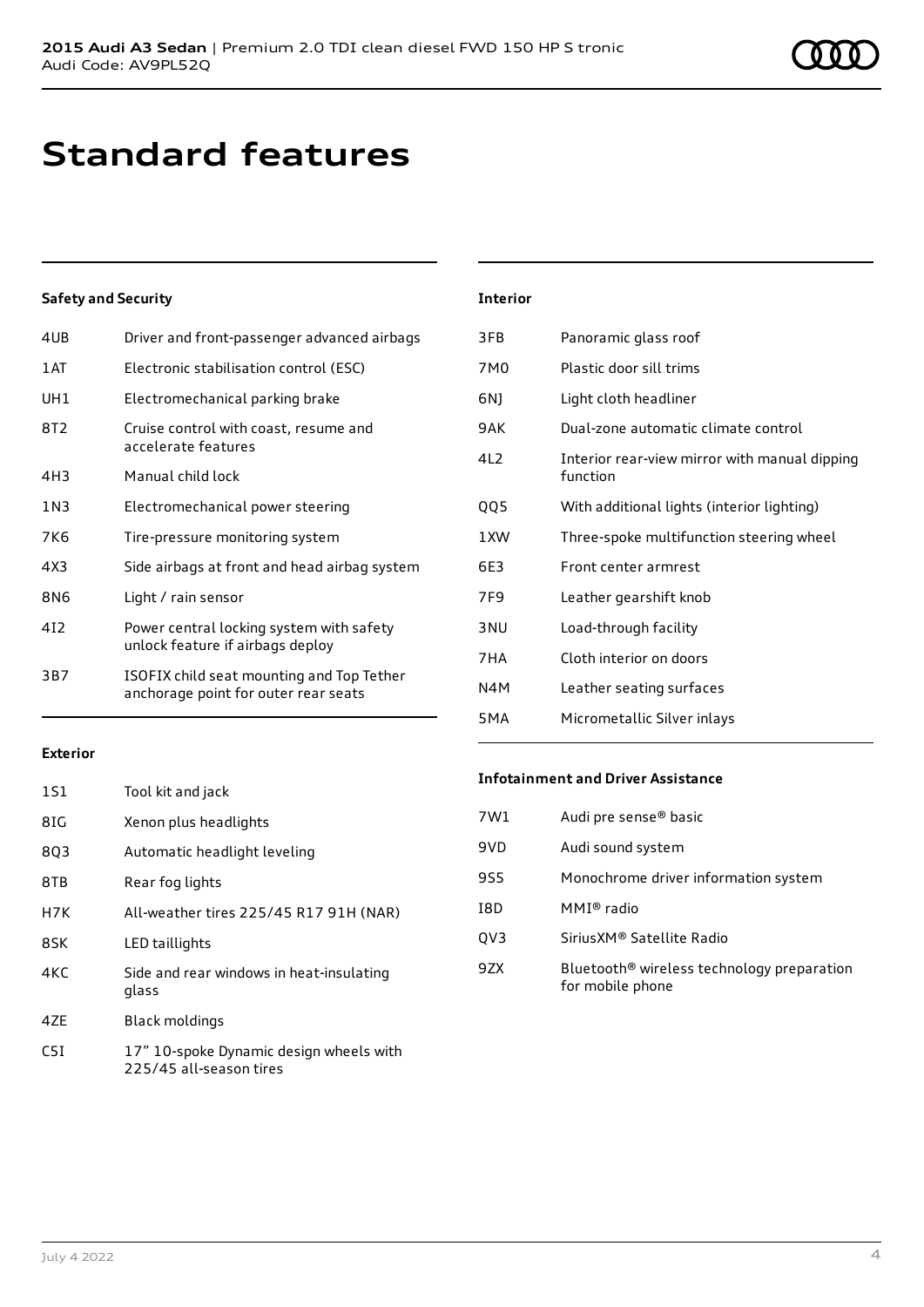# Standard features

### Safety and Security

| | |
|---|---|
| 4UB | Driver and front-passenger advanced airbags |
| 1AT | Electronic stabilisation control (ESC) |
| UH1 | Electromechanical parking brake |
| 8T2 | Cruise control with coast, resume and accelerate features |
| 4H3 | Manual child lock |
| 1N3 | Electromechanical power steering |
| 7K6 | Tire-pressure monitoring system |
| 4X3 | Side airbags at front and head airbag system |
| 8N6 | Light / rain sensor |
| 4I2 | Power central locking system with safety unlock feature if airbags deploy |
| 3B7 | ISOFIX child seat mounting and Top Tether anchorage point for outer rear seats |

### Exterior

| | |
|---|---|
| 1S1 | Tool kit and jack |
| 8IG | Xenon plus headlights |
| 8Q3 | Automatic headlight leveling |
| 8TB | Rear fog lights |
| H7K | All-weather tires 225/45 R17 91H (NAR) |
| 8SK | LED taillights |
| 4KC | Side and rear windows in heat-insulating glass |
| 4ZE | Black moldings |
| C5I | 17" 10-spoke Dynamic design wheels with 225/45 all-season tires |

### Interior

| | |
|---|---|
| 3FB | Panoramic glass roof |
| 7M0 | Plastic door sill trims |
| 6NJ | Light cloth headliner |
| 9AK | Dual-zone automatic climate control |
| 4L2 | Interior rear-view mirror with manual dipping function |
| QQ5 | With additional lights (interior lighting) |
| 1XW | Three-spoke multifunction steering wheel |
| 6E3 | Front center armrest |
| 7F9 | Leather gearshift knob |
| 3NU | Load-through facility |
| 7HA | Cloth interior on doors |
| N4M | Leather seating surfaces |
| 5MA | Micrometallic Silver inlays |

### Infotainment and Driver Assistance

| | |
|---|---|
| 7W1 | Audi pre sense® basic |
| 9VD | Audi sound system |
| 9S5 | Monochrome driver information system |
| I8D | MMI® radio |
| QV3 | SiriusXM® Satellite Radio |
| 9ZX | Bluetooth® wireless technology preparation for mobile phone |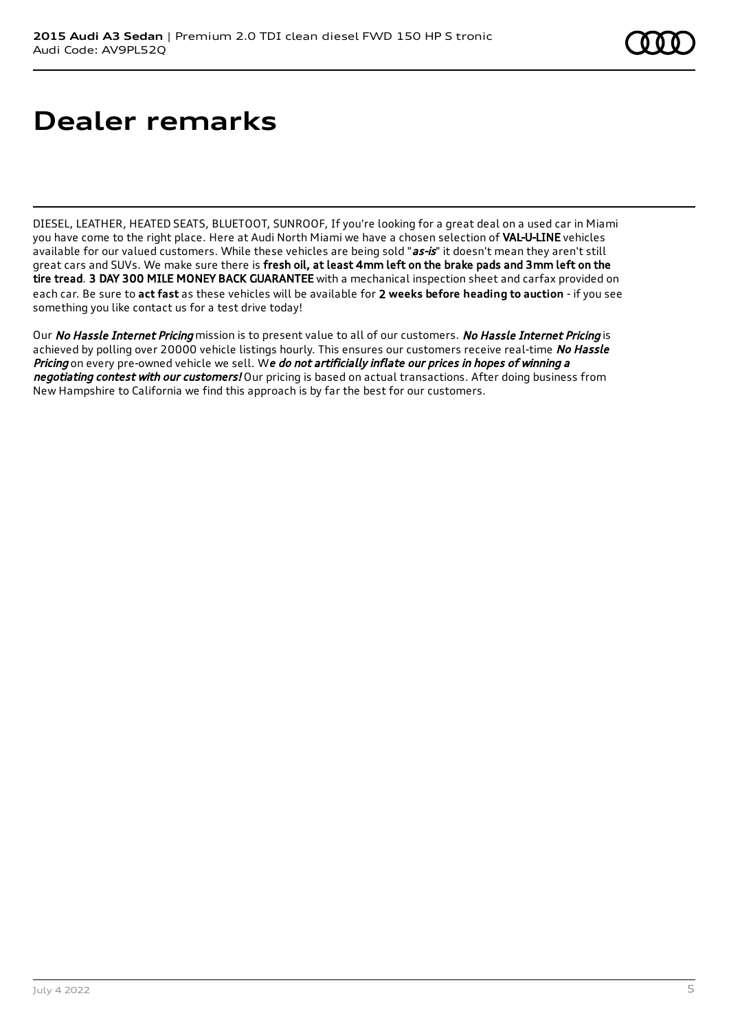# Dealer remarks

DIESEL, LEATHER, HEATED SEATS, BLUETOOT, SUNROOF, If you're looking for a great deal on a used car in Miami you have come to the right place. Here at Audi North Miami we have a chosen selection of **VAL-U-LINE** vehicles available for our valued customers. While these vehicles are being sold "***as-is***" it doesn't mean they aren't still great cars and SUVs. We make sure there is **fresh oil, at least 4mm left on the brake pads and 3mm left on the tire tread**. **3 DAY 300 MILE MONEY BACK GUARANTEE** with a mechanical inspection sheet and carfax provided on each car. Be sure to **act fast** as these vehicles will be available for **2 weeks before heading to auction** - if you see something you like contact us for a test drive today!

Our *No Hassle Internet Pricing* mission is to present value to all of our customers. *No Hassle Internet Pricing* is achieved by polling over 20000 vehicle listings hourly. This ensures our customers receive real-time *No Hassle Pricing* on every pre-owned vehicle we sell. W***e do not artificially inflate our prices in hopes of winning a negotiating contest with our customers!*** Our pricing is based on actual transactions. After doing business from New Hampshire to California we find this approach is by far the best for our customers.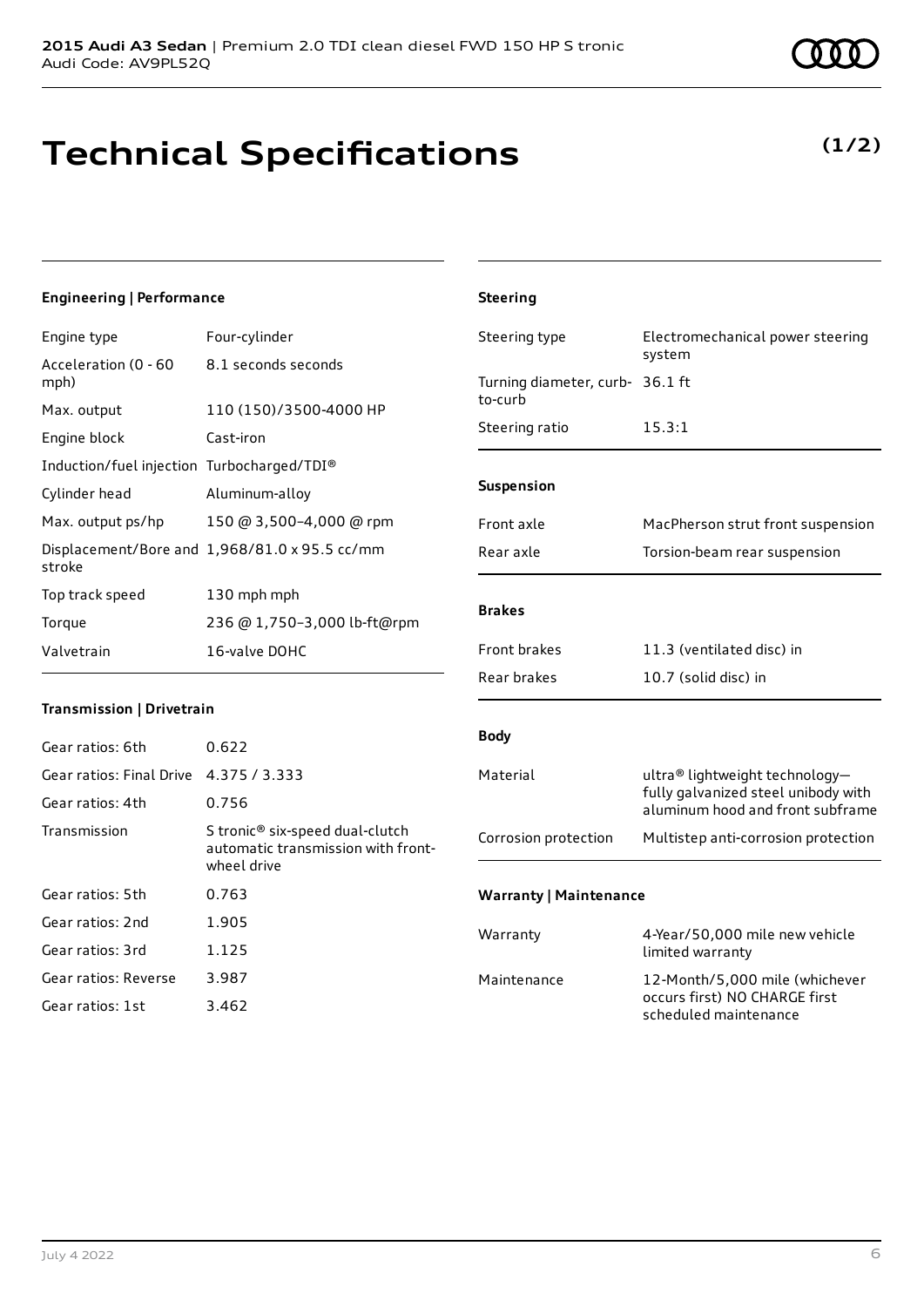# Technical Specifications

**(1/2)**

### Engineering | Performance

| | |
|---|---|
| Engine type | Four-cylinder |
| Acceleration (0 - 60 mph) | 8.1 seconds seconds |
| Max. output | 110 (150)/3500-4000 HP |
| Engine block | Cast-iron |
| Induction/fuel injection | Turbocharged/TDI® |
| Cylinder head | Aluminum-alloy |
| Max. output ps/hp | 150 @ 3,500–4,000 @ rpm |
| Displacement/Bore and stroke | 1,968/81.0 x 95.5 cc/mm |
| Top track speed | 130 mph mph |
| Torque | 236 @ 1,750–3,000 lb-ft@rpm |
| Valvetrain | 16-valve DOHC |

### Transmission | Drivetrain

| | |
|---|---|
| Gear ratios: 6th | 0.622 |
| Gear ratios: Final Drive | 4.375 / 3.333 |
| Gear ratios: 4th | 0.756 |
| Transmission | S tronic® six-speed dual-clutch automatic transmission with front-wheel drive |
| Gear ratios: 5th | 0.763 |
| Gear ratios: 2nd | 1.905 |
| Gear ratios: 3rd | 1.125 |
| Gear ratios: Reverse | 3.987 |
| Gear ratios: 1st | 3.462 |

### Steering

| | |
|---|---|
| Steering type | Electromechanical power steering system |
| Turning diameter, curb-to-curb | 36.1 ft |
| Steering ratio | 15.3:1 |

### Suspension

| | |
|---|---|
| Front axle | MacPherson strut front suspension |
| Rear axle | Torsion-beam rear suspension |

### Brakes

| | |
|---|---|
| Front brakes | 11.3 (ventilated disc) in |
| Rear brakes | 10.7 (solid disc) in |

### Body

| | |
|---|---|
| Material | ultra® lightweight technology—fully galvanized steel unibody with aluminum hood and front subframe |
| Corrosion protection | Multistep anti-corrosion protection |

### Warranty | Maintenance

| | |
|---|---|
| Warranty | 4-Year/50,000 mile new vehicle limited warranty |
| Maintenance | 12-Month/5,000 mile (whichever occurs first) NO CHARGE first scheduled maintenance |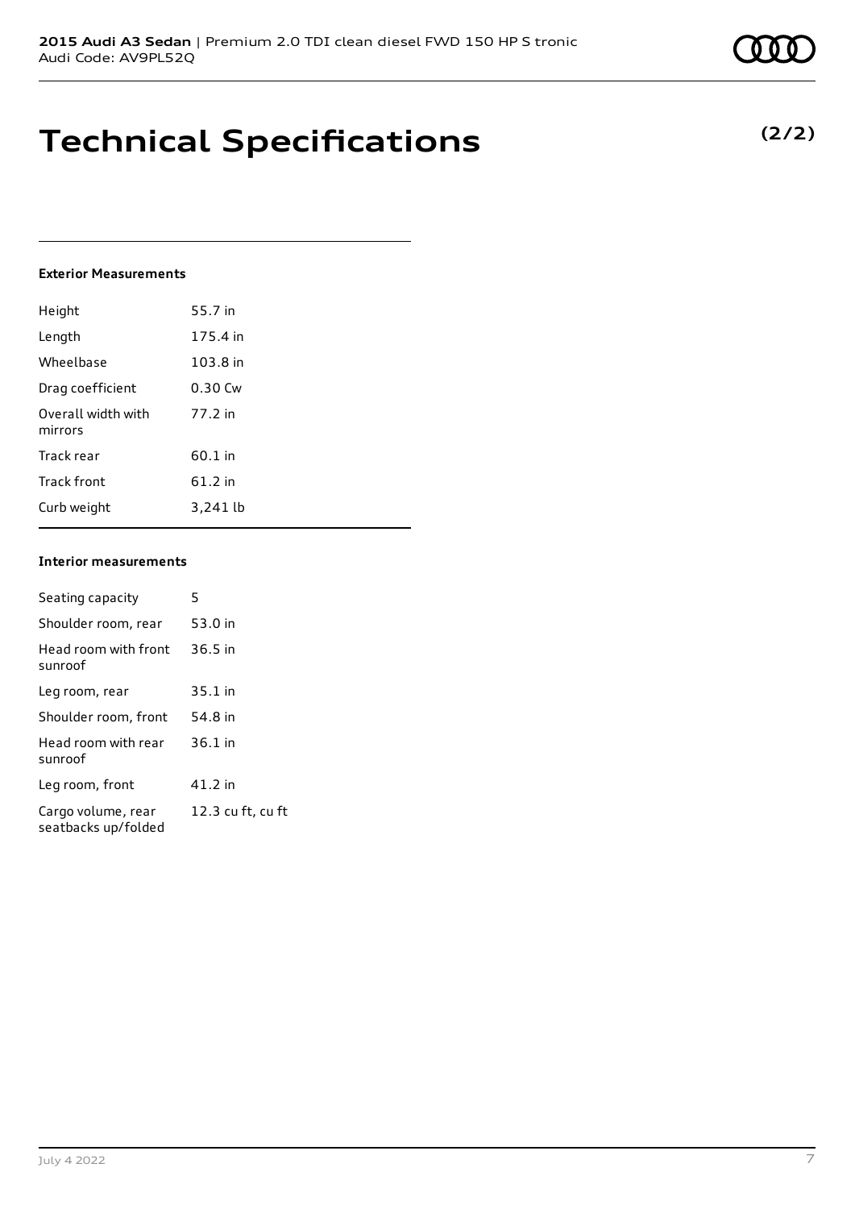# Technical Specifications

**(2/2)**

### Exterior Measurements

| | |
|---|---|
| Height | 55.7 in |
| Length | 175.4 in |
| Wheelbase | 103.8 in |
| Drag coefficient | 0.30 Cw |
| Overall width with mirrors | 77.2 in |
| Track rear | 60.1 in |
| Track front | 61.2 in |
| Curb weight | 3,241 lb |

### Interior measurements

| | |
|---|---|
| Seating capacity | 5 |
| Shoulder room, rear | 53.0 in |
| Head room with front sunroof | 36.5 in |
| Leg room, rear | 35.1 in |
| Shoulder room, front | 54.8 in |
| Head room with rear sunroof | 36.1 in |
| Leg room, front | 41.2 in |
| Cargo volume, rear seatbacks up/folded | 12.3 cu ft, cu ft |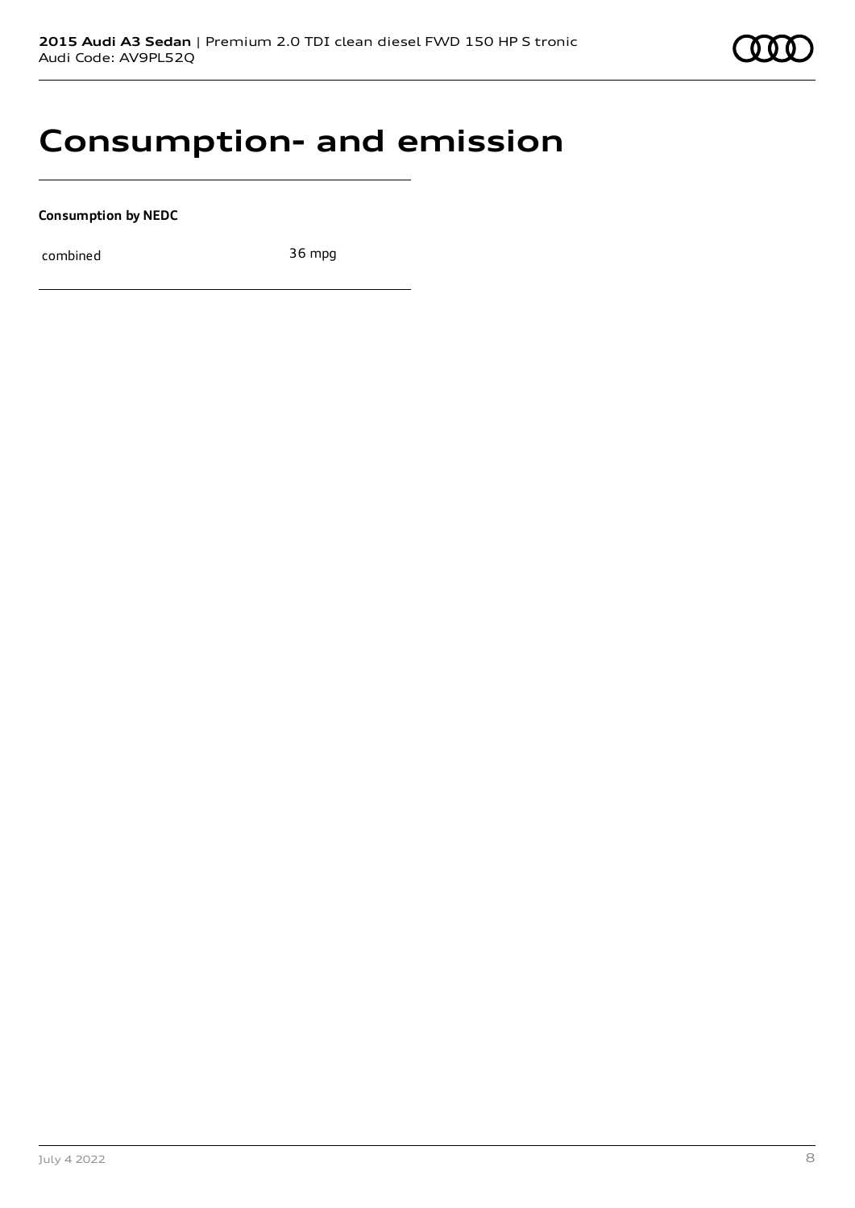# Consumption- and emission

**Consumption by NEDC**

| combined | 36 mpg |
| --- | --- |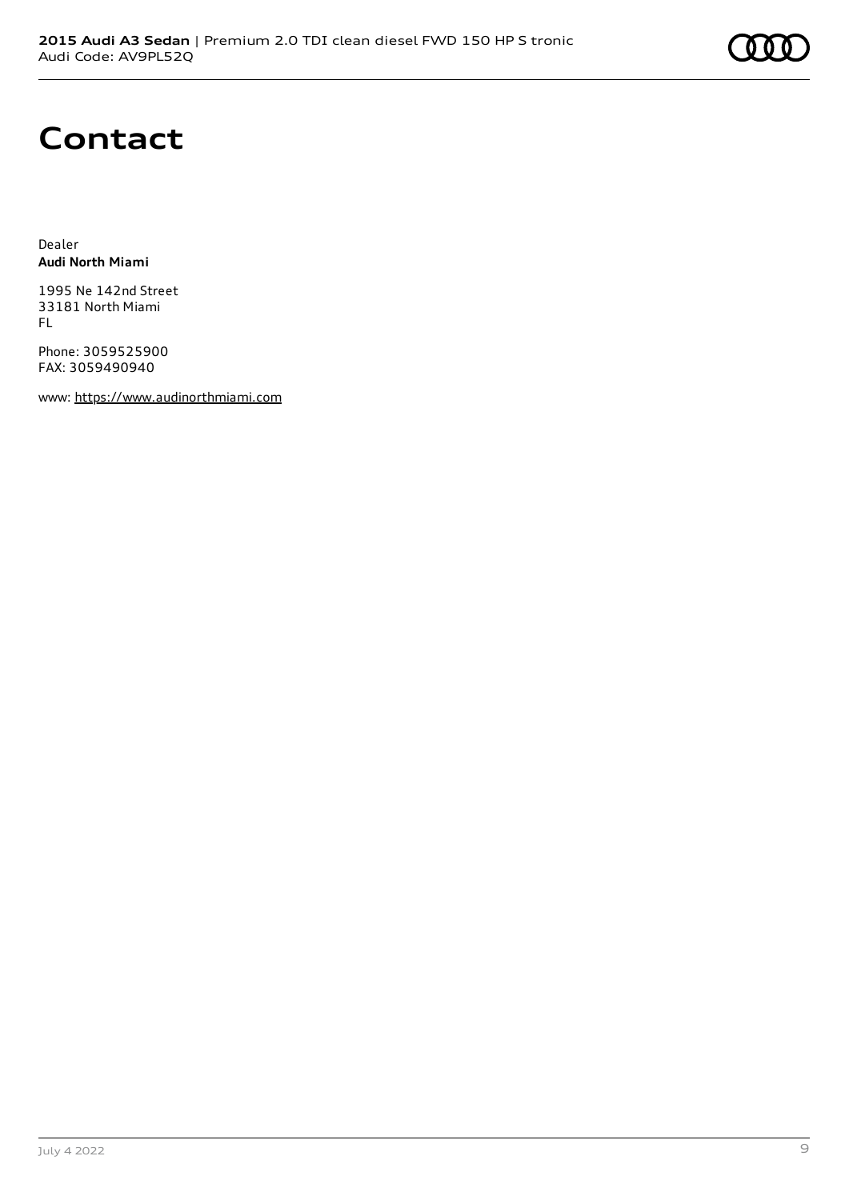# Contact

Dealer
**Audi North Miami**

1995 Ne 142nd Street
33181 North Miami
FL

Phone: 3059525900
FAX: 3059490940

www: https://www.audinorthmiami.com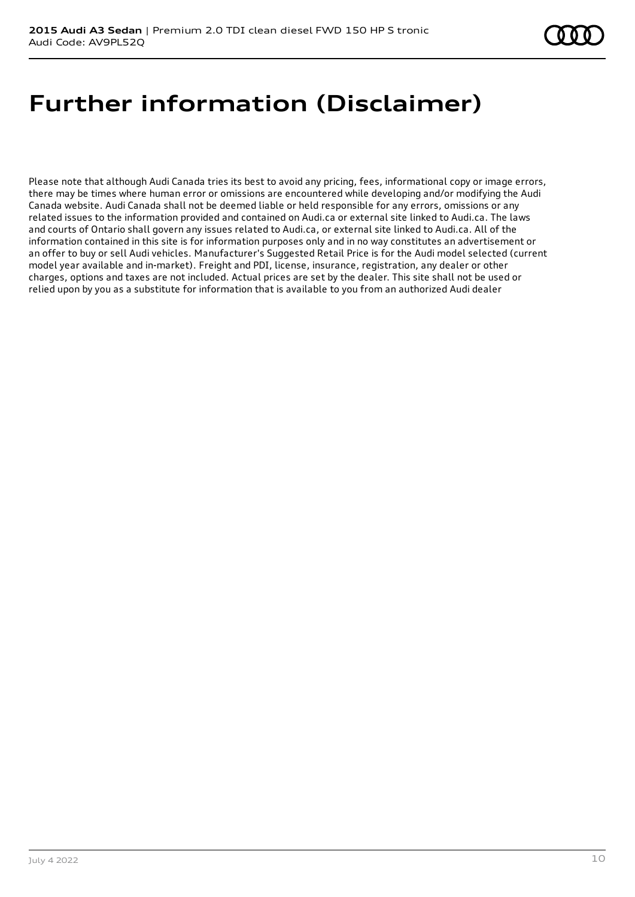# Further information (Disclaimer)

Please note that although Audi Canada tries its best to avoid any pricing, fees, informational copy or image errors, there may be times where human error or omissions are encountered while developing and/or modifying the Audi Canada website. Audi Canada shall not be deemed liable or held responsible for any errors, omissions or any related issues to the information provided and contained on Audi.ca or external site linked to Audi.ca. The laws and courts of Ontario shall govern any issues related to Audi.ca, or external site linked to Audi.ca. All of the information contained in this site is for information purposes only and in no way constitutes an advertisement or an offer to buy or sell Audi vehicles. Manufacturer's Suggested Retail Price is for the Audi model selected (current model year available and in-market). Freight and PDI, license, insurance, registration, any dealer or other charges, options and taxes are not included. Actual prices are set by the dealer. This site shall not be used or relied upon by you as a substitute for information that is available to you from an authorized Audi dealer